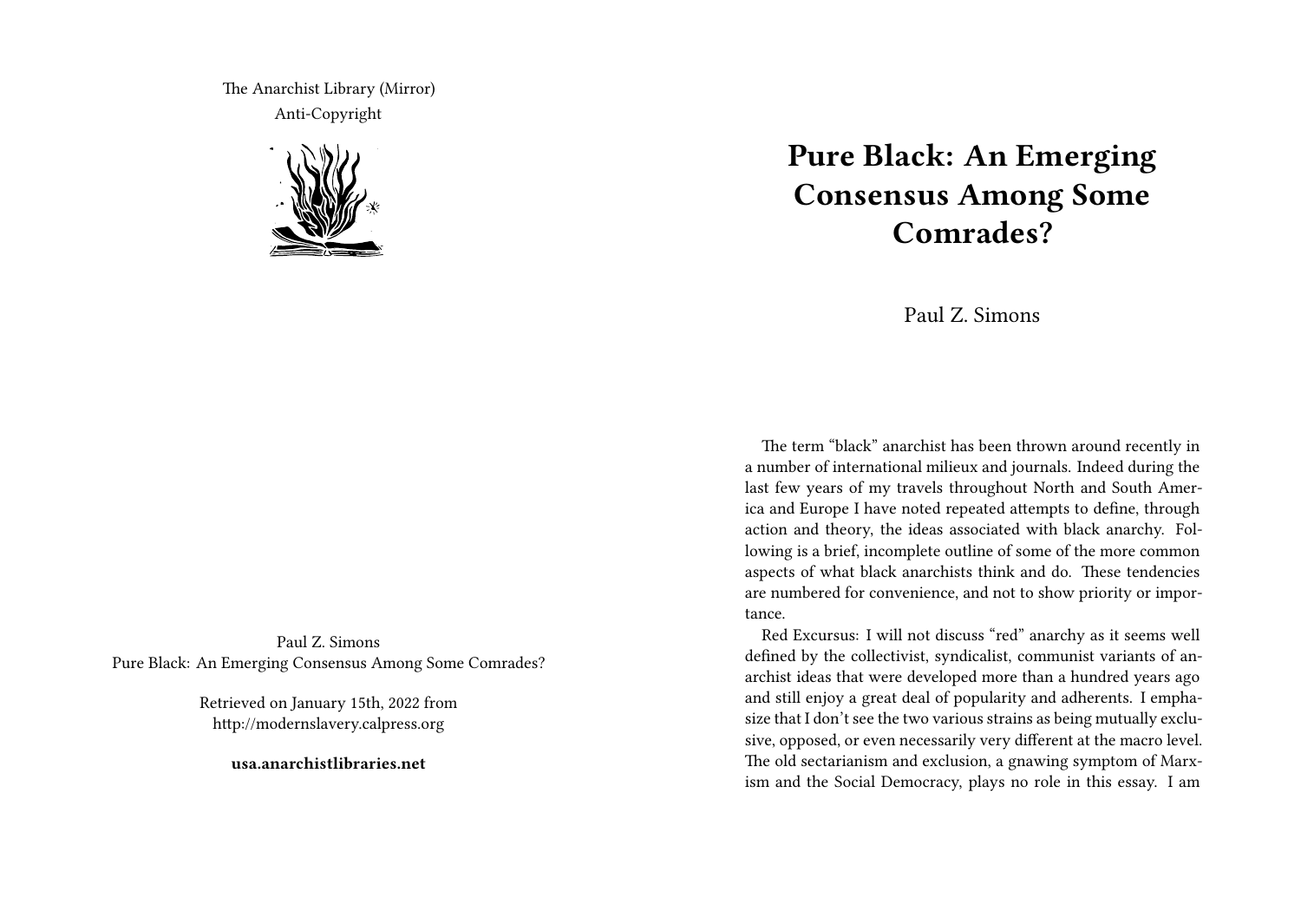The Anarchist Library (Mirror)
Anti-Copyright

Paul Z. Simons
Pure Black: An Emerging Consensus Among Some Comrades?

Retrieved on January 15th, 2022 from
http://modernslavery.calpress.org

**usa.anarchistlibraries.net**

# Pure Black: An Emerging Consensus Among Some Comrades?

Paul Z. Simons

The term "black" anarchist has been thrown around recently in a number of international milieux and journals. Indeed during the last few years of my travels throughout North and South America and Europe I have noted repeated attempts to define, through action and theory, the ideas associated with black anarchy. Following is a brief, incomplete outline of some of the more common aspects of what black anarchists think and do. These tendencies are numbered for convenience, and not to show priority or importance.

Red Excursus: I will not discuss "red" anarchy as it seems well defined by the collectivist, syndicalist, communist variants of anarchist ideas that were developed more than a hundred years ago and still enjoy a great deal of popularity and adherents. I emphasize that I don't see the two various strains as being mutually exclusive, opposed, or even necessarily very different at the macro level. The old sectarianism and exclusion, a gnawing symptom of Marxism and the Social Democracy, plays no role in this essay. I am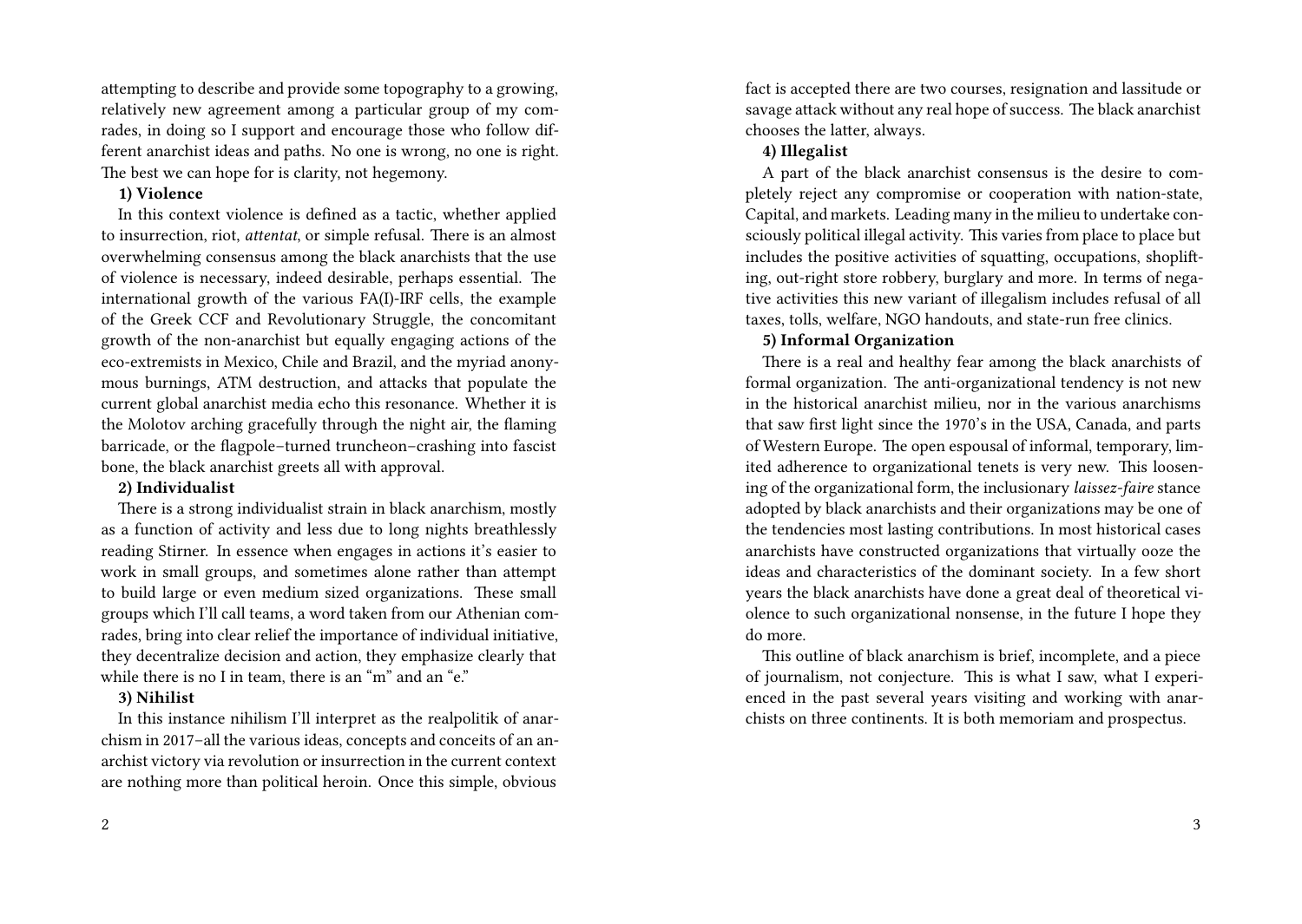attempting to describe and provide some topography to a growing, relatively new agreement among a particular group of my comrades, in doing so I support and encourage those who follow different anarchist ideas and paths. No one is wrong, no one is right. The best we can hope for is clarity, not hegemony.

**1) Violence**

In this context violence is defined as a tactic, whether applied to insurrection, riot, *attentat*, or simple refusal. There is an almost overwhelming consensus among the black anarchists that the use of violence is necessary, indeed desirable, perhaps essential. The international growth of the various FA(I)-IRF cells, the example of the Greek CCF and Revolutionary Struggle, the concomitant growth of the non-anarchist but equally engaging actions of the eco-extremists in Mexico, Chile and Brazil, and the myriad anonymous burnings, ATM destruction, and attacks that populate the current global anarchist media echo this resonance. Whether it is the Molotov arching gracefully through the night air, the flaming barricade, or the flagpole–turned truncheon–crashing into fascist bone, the black anarchist greets all with approval.

**2) Individualist**

There is a strong individualist strain in black anarchism, mostly as a function of activity and less due to long nights breathlessly reading Stirner. In essence when engages in actions it's easier to work in small groups, and sometimes alone rather than attempt to build large or even medium sized organizations. These small groups which I'll call teams, a word taken from our Athenian comrades, bring into clear relief the importance of individual initiative, they decentralize decision and action, they emphasize clearly that while there is no I in team, there is an "m" and an "e."

**3) Nihilist**

In this instance nihilism I'll interpret as the realpolitik of anarchism in 2017–all the various ideas, concepts and conceits of an anarchist victory via revolution or insurrection in the current context are nothing more than political heroin. Once this simple, obvious fact is accepted there are two courses, resignation and lassitude or savage attack without any real hope of success. The black anarchist chooses the latter, always.

**4) Illegalist**

A part of the black anarchist consensus is the desire to completely reject any compromise or cooperation with nation-state, Capital, and markets. Leading many in the milieu to undertake consciously political illegal activity. This varies from place to place but includes the positive activities of squatting, occupations, shoplifting, out-right store robbery, burglary and more. In terms of negative activities this new variant of illegalism includes refusal of all taxes, tolls, welfare, NGO handouts, and state-run free clinics.

**5) Informal Organization**

There is a real and healthy fear among the black anarchists of formal organization. The anti-organizational tendency is not new in the historical anarchist milieu, nor in the various anarchisms that saw first light since the 1970's in the USA, Canada, and parts of Western Europe. The open espousal of informal, temporary, limited adherence to organizational tenets is very new. This loosening of the organizational form, the inclusionary *laissez-faire* stance adopted by black anarchists and their organizations may be one of the tendencies most lasting contributions. In most historical cases anarchists have constructed organizations that virtually ooze the ideas and characteristics of the dominant society. In a few short years the black anarchists have done a great deal of theoretical violence to such organizational nonsense, in the future I hope they do more.

This outline of black anarchism is brief, incomplete, and a piece of journalism, not conjecture. This is what I saw, what I experienced in the past several years visiting and working with anarchists on three continents. It is both memoriam and prospectus.